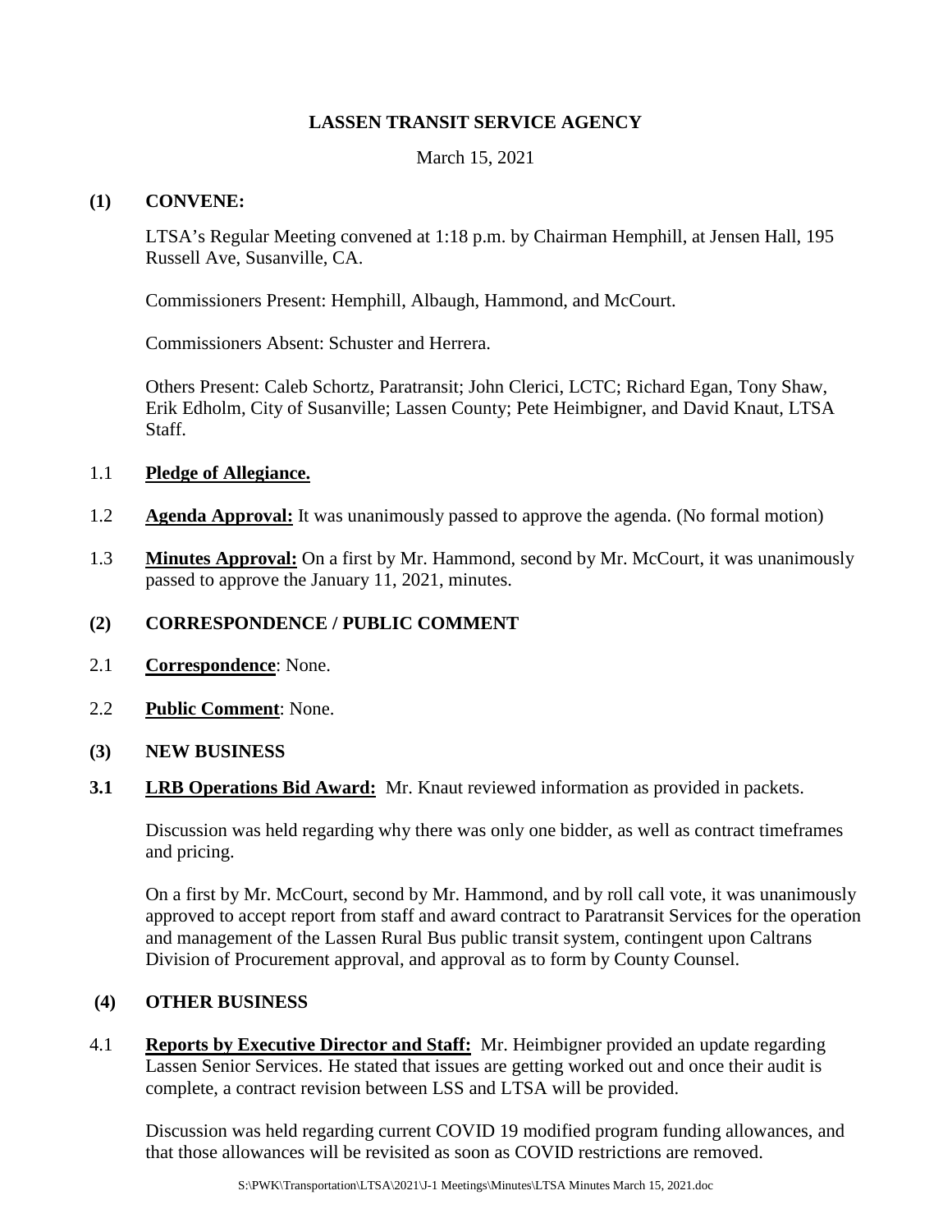**LASSEN TRANSIT SERVICE AGENCY**

March 15, 2021

**(1) CONVENE:**

LTSA's Regular Meeting convened at 1:18 p.m. by Chairman Hemphill, at Jensen Hall, 195 Russell Ave, Susanville, CA.

Commissioners Present: Hemphill, Albaugh, Hammond, and McCourt.

Commissioners Absent: Schuster and Herrera.

Others Present: Caleb Schortz, Paratransit; John Clerici, LCTC; Richard Egan, Tony Shaw, Erik Edholm, City of Susanville; Lassen County; Pete Heimbigner, and David Knaut, LTSA Staff.

1.1 **Pledge of Allegiance.**

1.2 **Agenda Approval:** It was unanimously passed to approve the agenda. (No formal motion)

1.3 **Minutes Approval:** On a first by Mr. Hammond, second by Mr. McCourt, it was unanimously passed to approve the January 11, 2021, minutes.

**(2) CORRESPONDENCE / PUBLIC COMMENT**

2.1 **Correspondence**: None.

2.2 **Public Comment**: None.

**(3) NEW BUSINESS**

**3.1 LRB Operations Bid Award:** Mr. Knaut reviewed information as provided in packets.

Discussion was held regarding why there was only one bidder, as well as contract timeframes and pricing.

On a first by Mr. McCourt, second by Mr. Hammond, and by roll call vote, it was unanimously approved to accept report from staff and award contract to Paratransit Services for the operation and management of the Lassen Rural Bus public transit system, contingent upon Caltrans Division of Procurement approval, and approval as to form by County Counsel.

**(4) OTHER BUSINESS**

4.1 **Reports by Executive Director and Staff:** Mr. Heimbigner provided an update regarding Lassen Senior Services. He stated that issues are getting worked out and once their audit is complete, a contract revision between LSS and LTSA will be provided.

Discussion was held regarding current COVID 19 modified program funding allowances, and that those allowances will be revisited as soon as COVID restrictions are removed.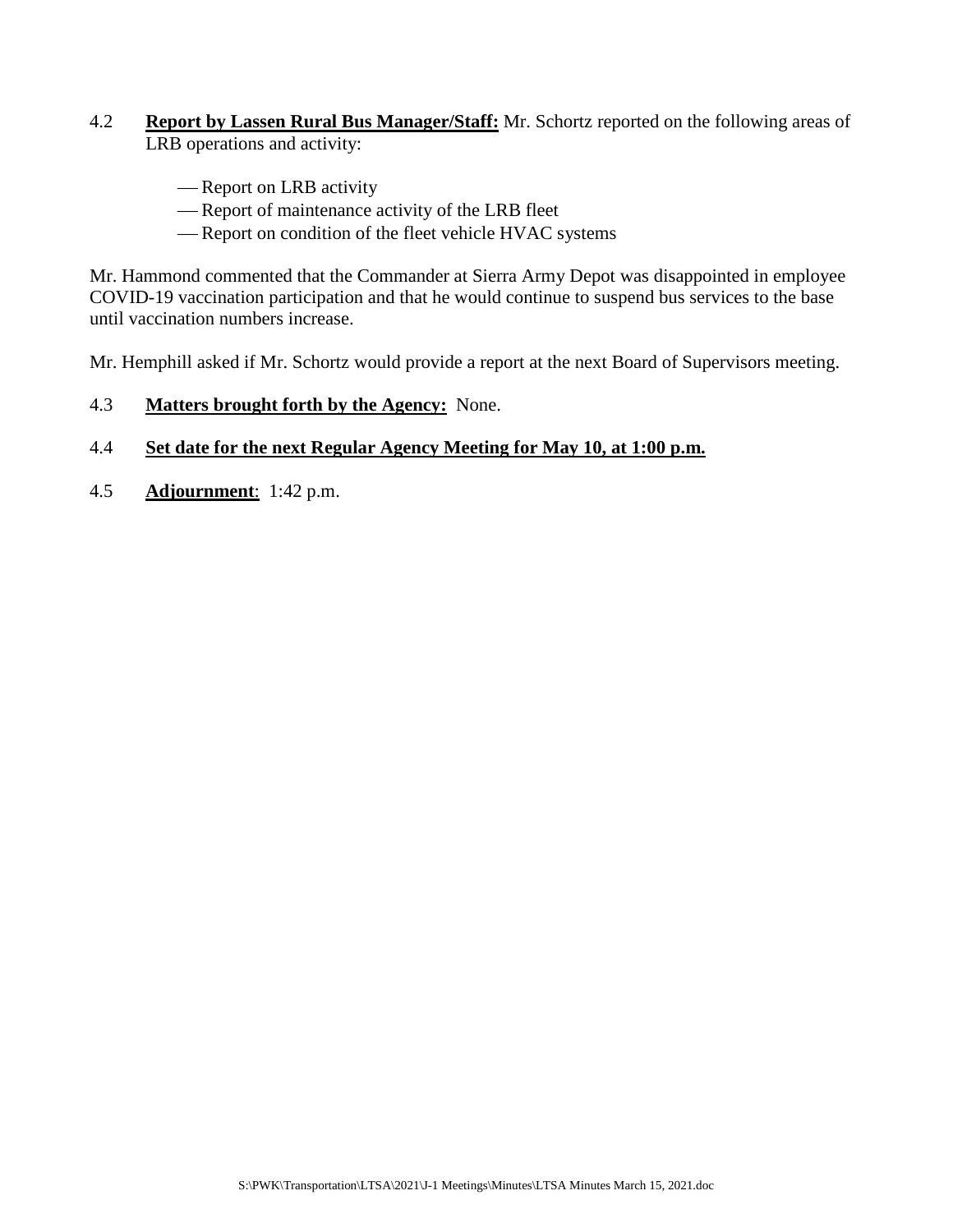4.2 **Report by Lassen Rural Bus Manager/Staff:** Mr. Schortz reported on the following areas of LRB operations and activity:

- Report on LRB activity
- Report of maintenance activity of the LRB fleet
- Report on condition of the fleet vehicle HVAC systems

Mr. Hammond commented that the Commander at Sierra Army Depot was disappointed in employee COVID-19 vaccination participation and that he would continue to suspend bus services to the base until vaccination numbers increase.

Mr. Hemphill asked if Mr. Schortz would provide a report at the next Board of Supervisors meeting.

4.3 **Matters brought forth by the Agency:** None.

4.4 **Set date for the next Regular Agency Meeting for May 10, at 1:00 p.m.**

4.5 **Adjournment**: 1:42 p.m.

S:\PWK\Transportation\LTSA\2021\J-1 Meetings\Minutes\LTSA Minutes March 15, 2021.doc